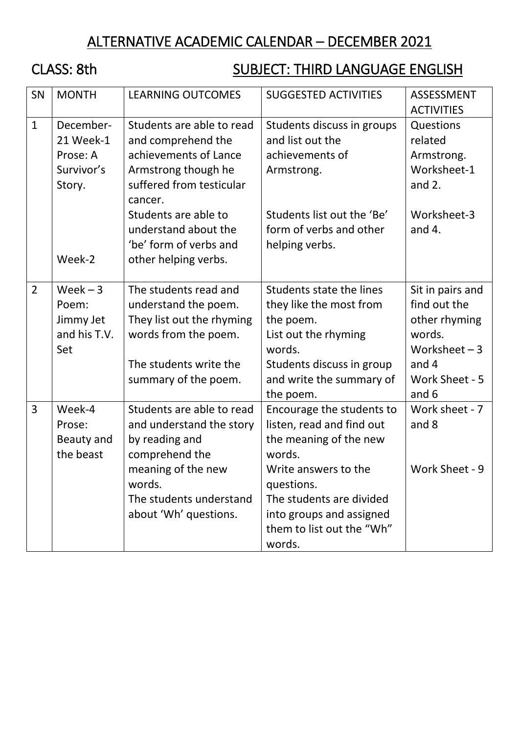# ALTERNATIVE ACADEMIC CALENDAR – DECEMBER 2021

## CLASS: 8th SUBJECT: THIRD LANGUAGE ENGLISH

| SN | MONTH | LEARNING OUTCOMES | SUGGESTED ACTIVITIES | ASSESSMENT ACTIVITIES |
|---|---|---|---|---|
| 1 | December-21 Week-1 Prose: A Survivor's Story.<br><br>Week-2 | Students are able to read and comprehend the achievements of Lance Armstrong though he suffered from testicular cancer.<br>Students are able to understand about the 'be' form of verbs and other helping verbs. | Students discuss in groups and list out the achievements of Armstrong.<br><br>Students list out the 'Be' form of verbs and other helping verbs. | Questions related Armstrong. Worksheet-1 and 2.<br><br>Worksheet-3 and 4. |
| 2 | Week – 3 Poem: Jimmy Jet and his T.V. Set | The students read and understand the poem. They list out the rhyming words from the poem.<br><br>The students write the summary of the poem. | Students state the lines they like the most from the poem.<br>List out the rhyming words.<br>Students discuss in group and write the summary of the poem. | Sit in pairs and find out the other rhyming words.<br>Worksheet – 3 and 4<br>Work Sheet - 5 and 6 |
| 3 | Week-4 Prose: Beauty and the beast | Students are able to read and understand the story by reading and comprehend the meaning of the new words.<br>The students understand about 'Wh' questions. | Encourage the students to listen, read and find out the meaning of the new words.<br>Write answers to the questions.<br>The students are divided into groups and assigned them to list out the "Wh" words. | Work sheet - 7 and 8<br><br>Work Sheet - 9 |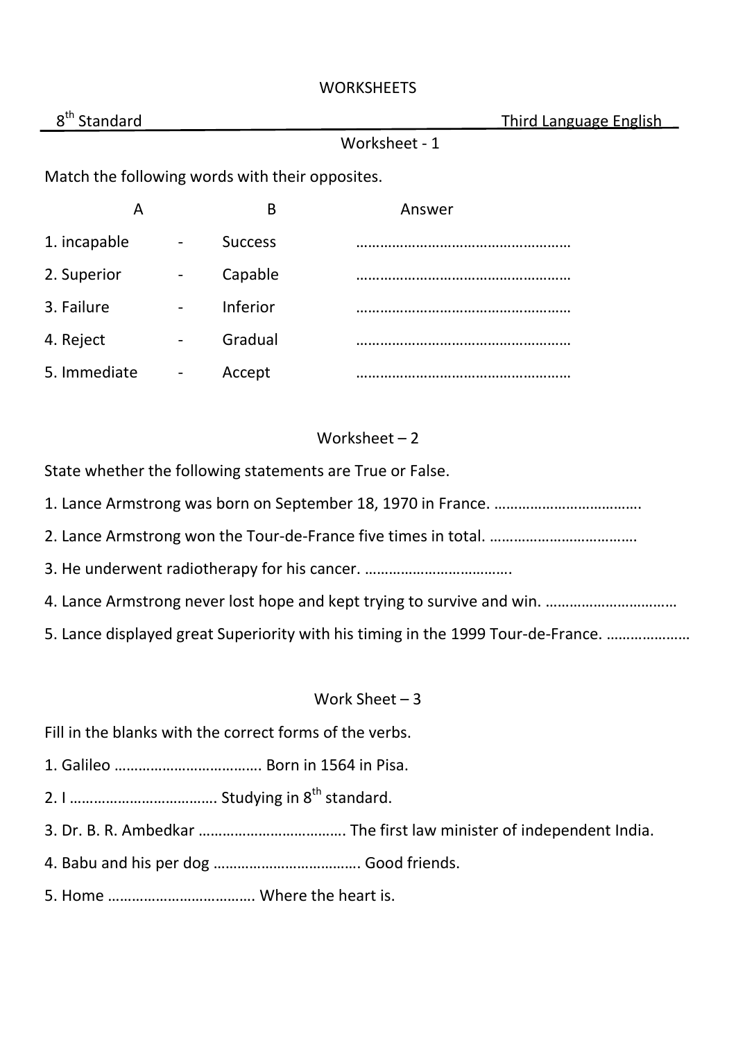# WORKSHEETS

8th Standard | Third Language English

## Worksheet - 1

Match the following words with their opposites.

| A | | B | Answer |
|---|---|---|---|
| 1. incapable | - | Success | ……………………………………………… |
| 2. Superior | - | Capable | ……………………………………………… |
| 3. Failure | - | Inferior | ……………………………………………… |
| 4. Reject | - | Gradual | ……………………………………………… |
| 5. Immediate | - | Accept | ……………………………………………… |

## Worksheet – 2

State whether the following statements are True or False.

1. Lance Armstrong was born on September 18, 1970 in France. ……………………………….
2. Lance Armstrong won the Tour-de-France five times in total. ……………………………….
3. He underwent radiotherapy for his cancer. ……………………………….
4. Lance Armstrong never lost hope and kept trying to survive and win. ……………………………
5. Lance displayed great Superiority with his timing in the 1999 Tour-de-France. …………………

## Work Sheet – 3

Fill in the blanks with the correct forms of the verbs.

1. Galileo ………………………………. Born in 1564 in Pisa.
2. I ………………………………. Studying in 8th standard.
3. Dr. B. R. Ambedkar ………………………………. The first law minister of independent India.
4. Babu and his per dog ………………………………. Good friends.
5. Home ………………………………. Where the heart is.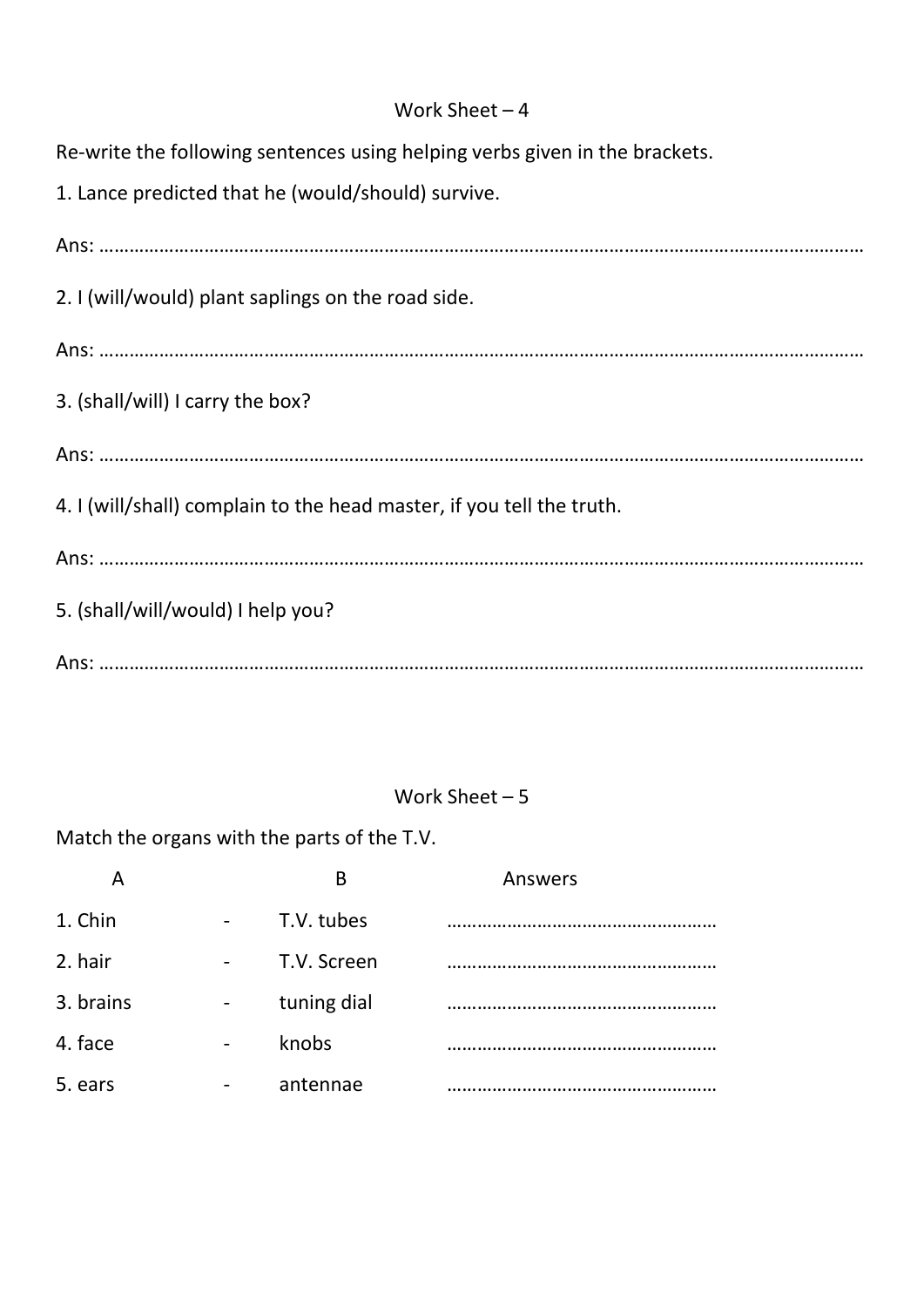## Work Sheet – 4

Re-write the following sentences using helping verbs given in the brackets.

1. Lance predicted that he (would/should) survive.

Ans: ……………………………………………………………………………………………………………………………………

2. I (will/would) plant saplings on the road side.

Ans: ……………………………………………………………………………………………………………………………………

3. (shall/will) I carry the box?

Ans: ……………………………………………………………………………………………………………………………………

4. I (will/shall) complain to the head master, if you tell the truth.

Ans: ……………………………………………………………………………………………………………………………………

5. (shall/will/would) I help you?

Ans: ……………………………………………………………………………………………………………………………………

## Work Sheet – 5

Match the organs with the parts of the T.V.

| A | | B | Answers |
|---|---|---|---|
| 1. Chin | - | T.V. tubes | ……………………………………………… |
| 2. hair | - | T.V. Screen | ……………………………………………… |
| 3. brains | - | tuning dial | ……………………………………………… |
| 4. face | - | knobs | ……………………………………………… |
| 5. ears | - | antennae | ……………………………………………… |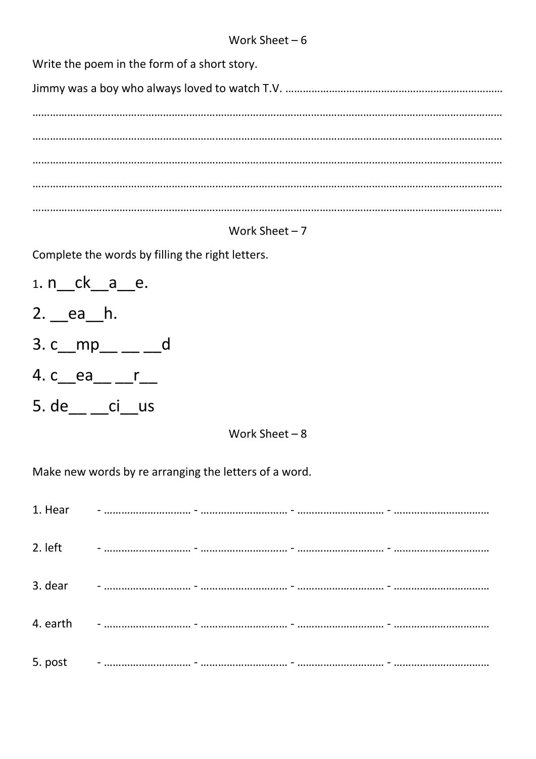Work Sheet – 6

Write the poem in the form of a short story.

Jimmy was a boy who always loved to watch T.V. …………………………………………………………………

……………………………………………………………………………………………………………………………………………

……………………………………………………………………………………………………………………………………………

……………………………………………………………………………………………………………………………………………

……………………………………………………………………………………………………………………………………………

……………………………………………………………………………………………………………………………………………

Work Sheet – 7

Complete the words by filling the right letters.

1. n__ck__a__e.

2. __ea__h.

3. c__mp__ __ __d

4. c__ea__ __r__

5. de__ __ci__us

Work Sheet – 8

Make new words by re arranging the letters of a word.

1. Hear - ………………………… - ………………………… - ………………………… - ……………………………

2. left - ………………………… - ………………………… - ………………………… - ……………………………

3. dear - ………………………… - ………………………… - ………………………… - ……………………………

4. earth - ………………………… - ………………………… - ………………………… - ……………………………

5. post - ………………………… - ………………………… - ………………………… - ……………………………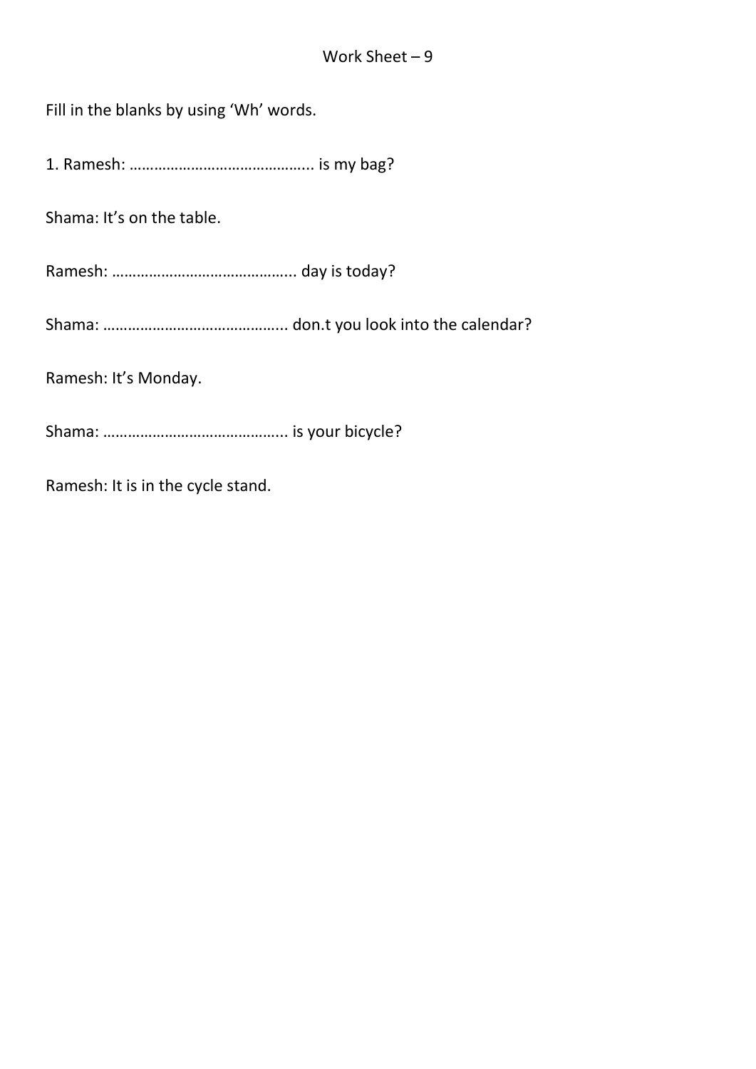Work Sheet – 9

Fill in the blanks by using 'Wh' words.

1. Ramesh: …………………………………….. is my bag?

Shama: It's on the table.

Ramesh: …………………………………….. day is today?

Shama: …………………………………….. don.t you look into the calendar?

Ramesh: It's Monday.

Shama: …………………………………….. is your bicycle?

Ramesh: It is in the cycle stand.